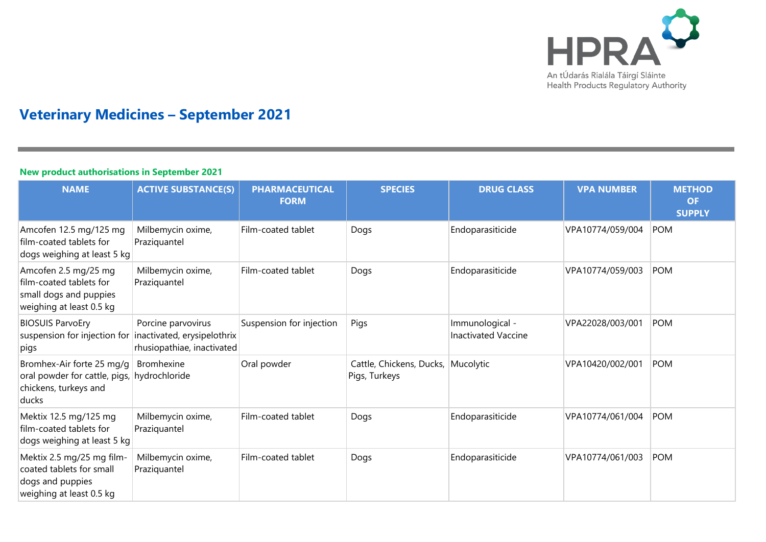HPRA

An tÚdarás Rialála Táirgí Sláinte
Health Products Regulatory Authority

# Veterinary Medicines – September 2021

### New product authorisations in September 2021

| NAME | ACTIVE SUBSTANCE(S) | PHARMACEUTICAL FORM | SPECIES | DRUG CLASS | VPA NUMBER | METHOD OF SUPPLY |
|---|---|---|---|---|---|---|
| Amcofen 12.5 mg/125 mg film-coated tablets for dogs weighing at least 5 kg | Milbemycin oxime, Praziquantel | Film-coated tablet | Dogs | Endoparasiticide | VPA10774/059/004 | POM |
| Amcofen 2.5 mg/25 mg film-coated tablets for small dogs and puppies weighing at least 0.5 kg | Milbemycin oxime, Praziquantel | Film-coated tablet | Dogs | Endoparasiticide | VPA10774/059/003 | POM |
| BIOSUIS ParvoEry suspension for injection for pigs | Porcine parvovirus inactivated, erysipelothrix rhusiopathiae, inactivated | Suspension for injection | Pigs | Immunological - Inactivated Vaccine | VPA22028/003/001 | POM |
| Bromhex-Air forte 25 mg/g oral powder for cattle, pigs, chickens, turkeys and ducks | Bromhexine hydrochloride | Oral powder | Cattle, Chickens, Ducks, Pigs, Turkeys | Mucolytic | VPA10420/002/001 | POM |
| Mektix 12.5 mg/125 mg film-coated tablets for dogs weighing at least 5 kg | Milbemycin oxime, Praziquantel | Film-coated tablet | Dogs | Endoparasiticide | VPA10774/061/004 | POM |
| Mektix 2.5 mg/25 mg film-coated tablets for small dogs and puppies weighing at least 0.5 kg | Milbemycin oxime, Praziquantel | Film-coated tablet | Dogs | Endoparasiticide | VPA10774/061/003 | POM |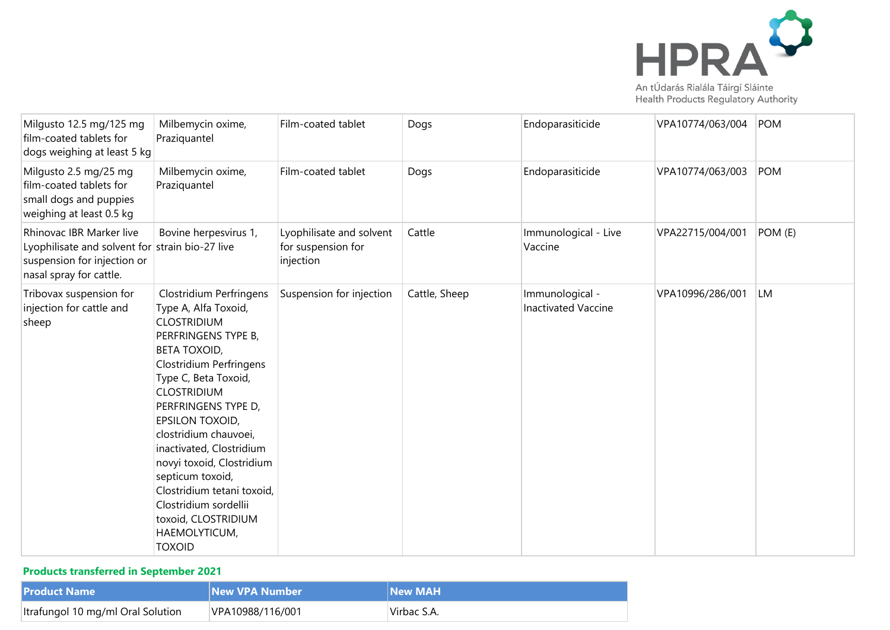| Milgusto 12.5 mg/125 mg film-coated tablets for dogs weighing at least 5 kg | Milbemycin oxime, Praziquantel | Film-coated tablet | Dogs | Endoparasiticide | VPA10774/063/004 | POM |
|---|---|---|---|---|---|---|
| Milgusto 2.5 mg/25 mg film-coated tablets for small dogs and puppies weighing at least 0.5 kg | Milbemycin oxime, Praziquantel | Film-coated tablet | Dogs | Endoparasiticide | VPA10774/063/003 | POM |
| Rhinovac IBR Marker live Lyophilisate and solvent for suspension for injection or nasal spray for cattle. | Bovine herpesvirus 1, strain bio-27 live | Lyophilisate and solvent for suspension for injection | Cattle | Immunological - Live Vaccine | VPA22715/004/001 | POM (E) |
| Tribovax suspension for injection for cattle and sheep | Clostridium Perfringens Type A, Alfa Toxoid, CLOSTRIDIUM PERFRINGENS TYPE B, BETA TOXOID, Clostridium Perfringens Type C, Beta Toxoid, CLOSTRIDIUM PERFRINGENS TYPE D, EPSILON TOXOID, clostridium chauvoei, inactivated, Clostridium novyi toxoid, Clostridium septicum toxoid, Clostridium tetani toxoid, Clostridium sordellii toxoid, CLOSTRIDIUM HAEMOLYTICUM, TOXOID | Suspension for injection | Cattle, Sheep | Immunological - Inactivated Vaccine | VPA10996/286/001 | LM |

**Products transferred in September 2021**

| Product Name | New VPA Number | New MAH |
|---|---|---|
| Itrafungol 10 mg/ml Oral Solution | VPA10988/116/001 | Virbac S.A. |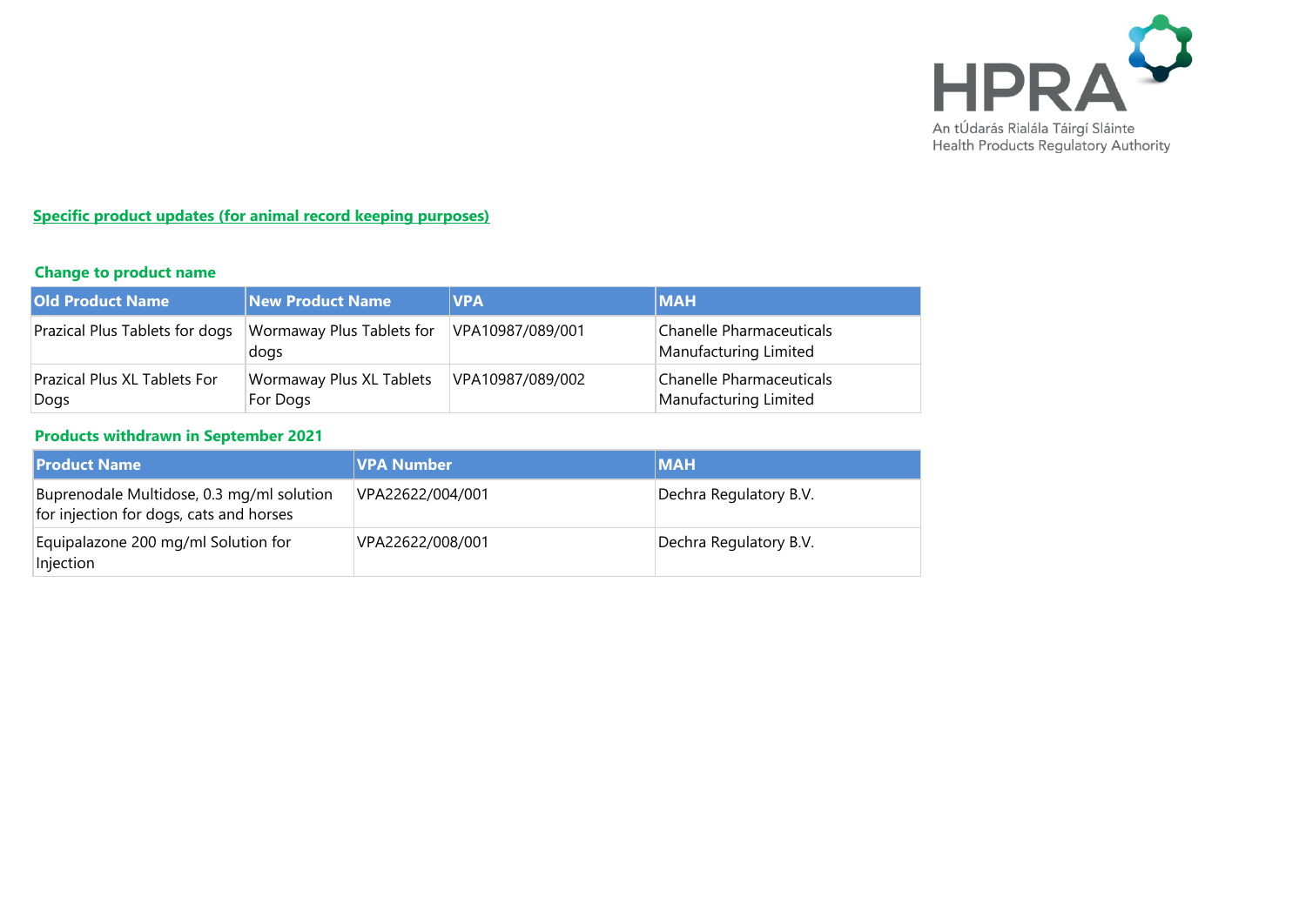## Specific product updates (for animal record keeping purposes)

### Change to product name

| Old Product Name | New Product Name | VPA | MAH |
|---|---|---|---|
| Prazical Plus Tablets for dogs | Wormaway Plus Tablets for dogs | VPA10987/089/001 | Chanelle Pharmaceuticals Manufacturing Limited |
| Prazical Plus XL Tablets For Dogs | Wormaway Plus XL Tablets For Dogs | VPA10987/089/002 | Chanelle Pharmaceuticals Manufacturing Limited |

### Products withdrawn in September 2021

| Product Name | VPA Number | MAH |
|---|---|---|
| Buprenodale Multidose, 0.3 mg/ml solution for injection for dogs, cats and horses | VPA22622/004/001 | Dechra Regulatory B.V. |
| Equipalazone 200 mg/ml Solution for Injection | VPA22622/008/001 | Dechra Regulatory B.V. |